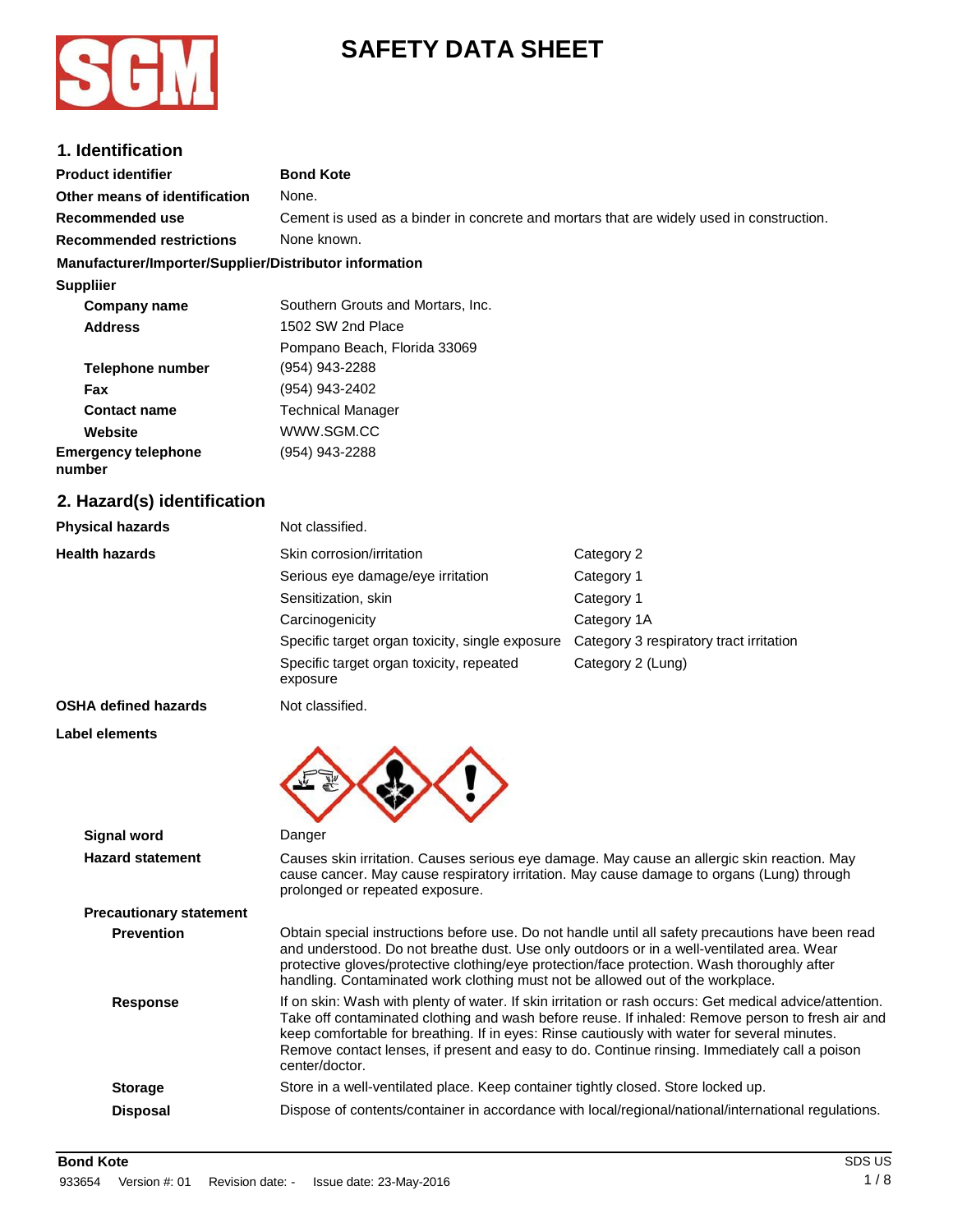# SAFETY DATA SHEET

## 1. Identification

| | |
|---|---|
| **Product identifier** | **Bond Kote** |
| **Other means of identification** | None. |
| **Recommended use** | Cement is used as a binder in concrete and mortars that are widely used in construction. |
| **Recommended restrictions** | None known. |

**Manufacturer/Importer/Supplier/Distributor information**

**Suppliier**

| | |
|---|---|
| **Company name** | Southern Grouts and Mortars, Inc. |
| **Address** | 1502 SW 2nd Place<br>Pompano Beach, Florida 33069 |
| **Telephone number** | (954) 943-2288 |
| **Fax** | (954) 943-2402 |
| **Contact name** | Technical Manager |
| **Website** | WWW.SGM.CC |
| **Emergency telephone number** | (954) 943-2288 |

## 2. Hazard(s) identification

| | | |
|---|---|---|
| **Physical hazards** | Not classified. | |
| **Health hazards** | Skin corrosion/irritation | Category 2 |
| | Serious eye damage/eye irritation | Category 1 |
| | Sensitization, skin | Category 1 |
| | Carcinogenicity | Category 1A |
| | Specific target organ toxicity, single exposure | Category 3 respiratory tract irritation |
| | Specific target organ toxicity, repeated exposure | Category 2 (Lung) |
| **OSHA defined hazards** | Not classified. | |

**Label elements**

**Signal word** Danger

**Hazard statement** Causes skin irritation. Causes serious eye damage. May cause an allergic skin reaction. May cause cancer. May cause respiratory irritation. May cause damage to organs (Lung) through prolonged or repeated exposure.

**Precautionary statement**

**Prevention** Obtain special instructions before use. Do not handle until all safety precautions have been read and understood. Do not breathe dust. Use only outdoors or in a well-ventilated area. Wear protective gloves/protective clothing/eye protection/face protection. Wash thoroughly after handling. Contaminated work clothing must not be allowed out of the workplace.

**Response** If on skin: Wash with plenty of water. If skin irritation or rash occurs: Get medical advice/attention. Take off contaminated clothing and wash before reuse. If inhaled: Remove person to fresh air and keep comfortable for breathing. If in eyes: Rinse cautiously with water for several minutes. Remove contact lenses, if present and easy to do. Continue rinsing. Immediately call a poison center/doctor.

**Storage** Store in a well-ventilated place. Keep container tightly closed. Store locked up.

**Disposal** Dispose of contents/container in accordance with local/regional/national/international regulations.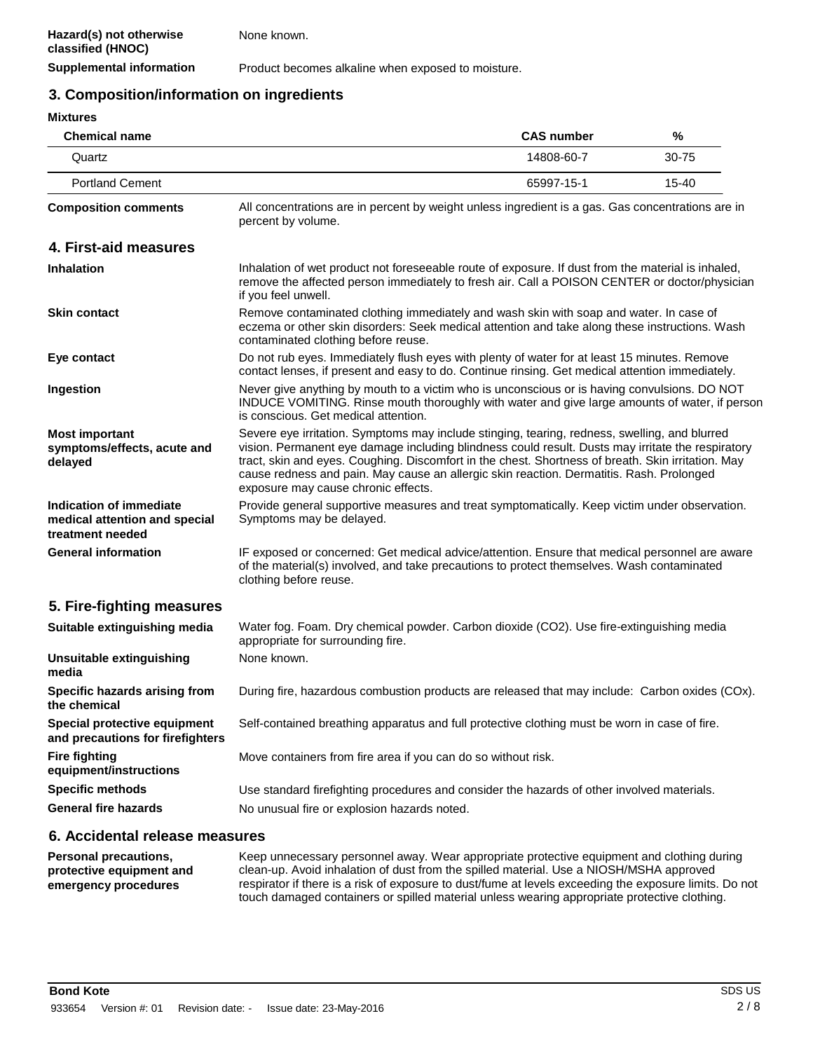**Hazard(s) not otherwise classified (HNOC)** None known.

**Supplemental information** Product becomes alkaline when exposed to moisture.

## 3. Composition/information on ingredients

**Mixtures**

| Chemical name | CAS number | % |
|---|---|---|
| Quartz | 14808-60-7 | 30-75 |
| Portland Cement | 65997-15-1 | 15-40 |

**Composition comments** All concentrations are in percent by weight unless ingredient is a gas. Gas concentrations are in percent by volume.

## 4. First-aid measures

**Inhalation** Inhalation of wet product not foreseeable route of exposure. If dust from the material is inhaled, remove the affected person immediately to fresh air. Call a POISON CENTER or doctor/physician if you feel unwell.

**Skin contact** Remove contaminated clothing immediately and wash skin with soap and water. In case of eczema or other skin disorders: Seek medical attention and take along these instructions. Wash contaminated clothing before reuse.

**Eye contact** Do not rub eyes. Immediately flush eyes with plenty of water for at least 15 minutes. Remove contact lenses, if present and easy to do. Continue rinsing. Get medical attention immediately.

**Ingestion** Never give anything by mouth to a victim who is unconscious or is having convulsions. DO NOT INDUCE VOMITING. Rinse mouth thoroughly with water and give large amounts of water, if person is conscious. Get medical attention.

**Most important symptoms/effects, acute and delayed** Severe eye irritation. Symptoms may include stinging, tearing, redness, swelling, and blurred vision. Permanent eye damage including blindness could result. Dusts may irritate the respiratory tract, skin and eyes. Coughing. Discomfort in the chest. Shortness of breath. Skin irritation. May cause redness and pain. May cause an allergic skin reaction. Dermatitis. Rash. Prolonged exposure may cause chronic effects.

**Indication of immediate medical attention and special treatment needed** Provide general supportive measures and treat symptomatically. Keep victim under observation. Symptoms may be delayed.

**General information** IF exposed or concerned: Get medical advice/attention. Ensure that medical personnel are aware of the material(s) involved, and take precautions to protect themselves. Wash contaminated clothing before reuse.

## 5. Fire-fighting measures

**Suitable extinguishing media** Water fog. Foam. Dry chemical powder. Carbon dioxide ($CO_2$). Use fire-extinguishing media appropriate for surrounding fire.

**Unsuitable extinguishing media** None known.

**Specific hazards arising from the chemical** During fire, hazardous combustion products are released that may include: Carbon oxides ($CO_x$).

**Special protective equipment and precautions for firefighters** Self-contained breathing apparatus and full protective clothing must be worn in case of fire.

**Fire fighting equipment/instructions** Move containers from fire area if you can do so without risk.

**Specific methods** Use standard firefighting procedures and consider the hazards of other involved materials.

**General fire hazards** No unusual fire or explosion hazards noted.

## 6. Accidental release measures

**Personal precautions, protective equipment and emergency procedures** Keep unnecessary personnel away. Wear appropriate protective equipment and clothing during clean-up. Avoid inhalation of dust from the spilled material. Use a NIOSH/MSHA approved respirator if there is a risk of exposure to dust/fume at levels exceeding the exposure limits. Do not touch damaged containers or spilled material unless wearing appropriate protective clothing.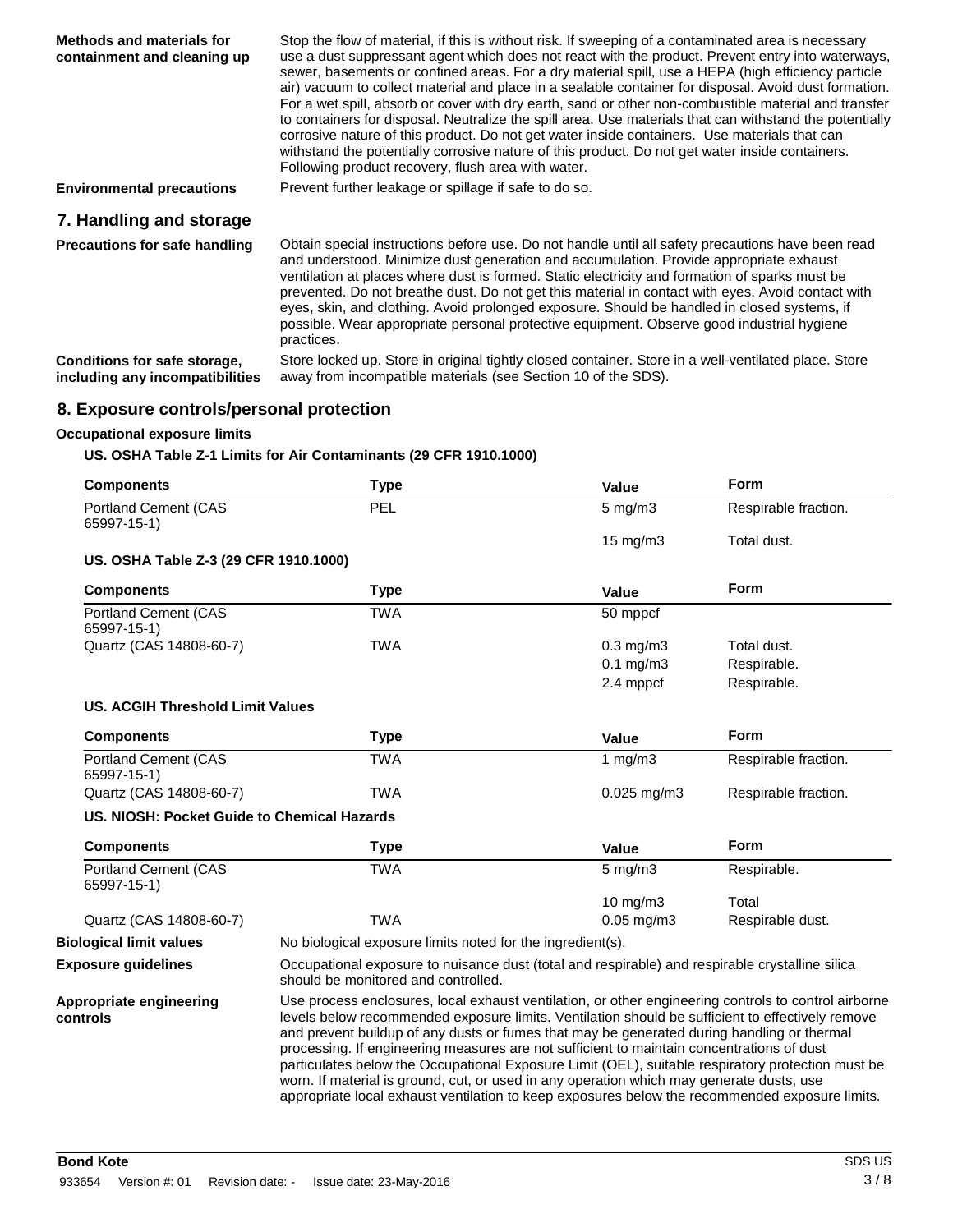**Methods and materials for containment and cleaning up**

Stop the flow of material, if this is without risk. If sweeping of a contaminated area is necessary use a dust suppressant agent which does not react with the product. Prevent entry into waterways, sewer, basements or confined areas. For a dry material spill, use a HEPA (high efficiency particle air) vacuum to collect material and place in a sealable container for disposal. Avoid dust formation. For a wet spill, absorb or cover with dry earth, sand or other non-combustible material and transfer to containers for disposal. Neutralize the spill area. Use materials that can withstand the potentially corrosive nature of this product. Do not get water inside containers. Use materials that can withstand the potentially corrosive nature of this product. Do not get water inside containers. Following product recovery, flush area with water.

**Environmental precautions**

Prevent further leakage or spillage if safe to do so.

## 7. Handling and storage

**Precautions for safe handling**

Obtain special instructions before use. Do not handle until all safety precautions have been read and understood. Minimize dust generation and accumulation. Provide appropriate exhaust ventilation at places where dust is formed. Static electricity and formation of sparks must be prevented. Do not breathe dust. Do not get this material in contact with eyes. Avoid contact with eyes, skin, and clothing. Avoid prolonged exposure. Should be handled in closed systems, if possible. Wear appropriate personal protective equipment. Observe good industrial hygiene practices.

**Conditions for safe storage, including any incompatibilities**

Store locked up. Store in original tightly closed container. Store in a well-ventilated place. Store away from incompatible materials (see Section 10 of the SDS).

## 8. Exposure controls/personal protection

**Occupational exposure limits**

**US. OSHA Table Z-1 Limits for Air Contaminants (29 CFR 1910.1000)**

| Components | Type | Value | Form |
|---|---|---|---|
| Portland Cement (CAS 65997-15-1) | PEL | 5 mg/m3 | Respirable fraction. |
| | | 15 mg/m3 | Total dust. |

**US. OSHA Table Z-3 (29 CFR 1910.1000)**

| Components | Type | Value | Form |
|---|---|---|---|
| Portland Cement (CAS 65997-15-1) | TWA | 50 mppcf | |
| Quartz (CAS 14808-60-7) | TWA | 0.3 mg/m3 | Total dust. |
| | | 0.1 mg/m3 | Respirable. |
| | | 2.4 mppcf | Respirable. |

**US. ACGIH Threshold Limit Values**

| Components | Type | Value | Form |
|---|---|---|---|
| Portland Cement (CAS 65997-15-1) | TWA | 1 mg/m3 | Respirable fraction. |
| Quartz (CAS 14808-60-7) | TWA | 0.025 mg/m3 | Respirable fraction. |

**US. NIOSH: Pocket Guide to Chemical Hazards**

| Components | Type | Value | Form |
|---|---|---|---|
| Portland Cement (CAS 65997-15-1) | TWA | 5 mg/m3 | Respirable. |
| | | 10 mg/m3 | Total |
| Quartz (CAS 14808-60-7) | TWA | 0.05 mg/m3 | Respirable dust. |

**Biological limit values**

No biological exposure limits noted for the ingredient(s).

**Exposure guidelines**

Occupational exposure to nuisance dust (total and respirable) and respirable crystalline silica should be monitored and controlled.

**Appropriate engineering controls**

Use process enclosures, local exhaust ventilation, or other engineering controls to control airborne levels below recommended exposure limits. Ventilation should be sufficient to effectively remove and prevent buildup of any dusts or fumes that may be generated during handling or thermal processing. If engineering measures are not sufficient to maintain concentrations of dust particulates below the Occupational Exposure Limit (OEL), suitable respiratory protection must be worn. If material is ground, cut, or used in any operation which may generate dusts, use appropriate local exhaust ventilation to keep exposures below the recommended exposure limits.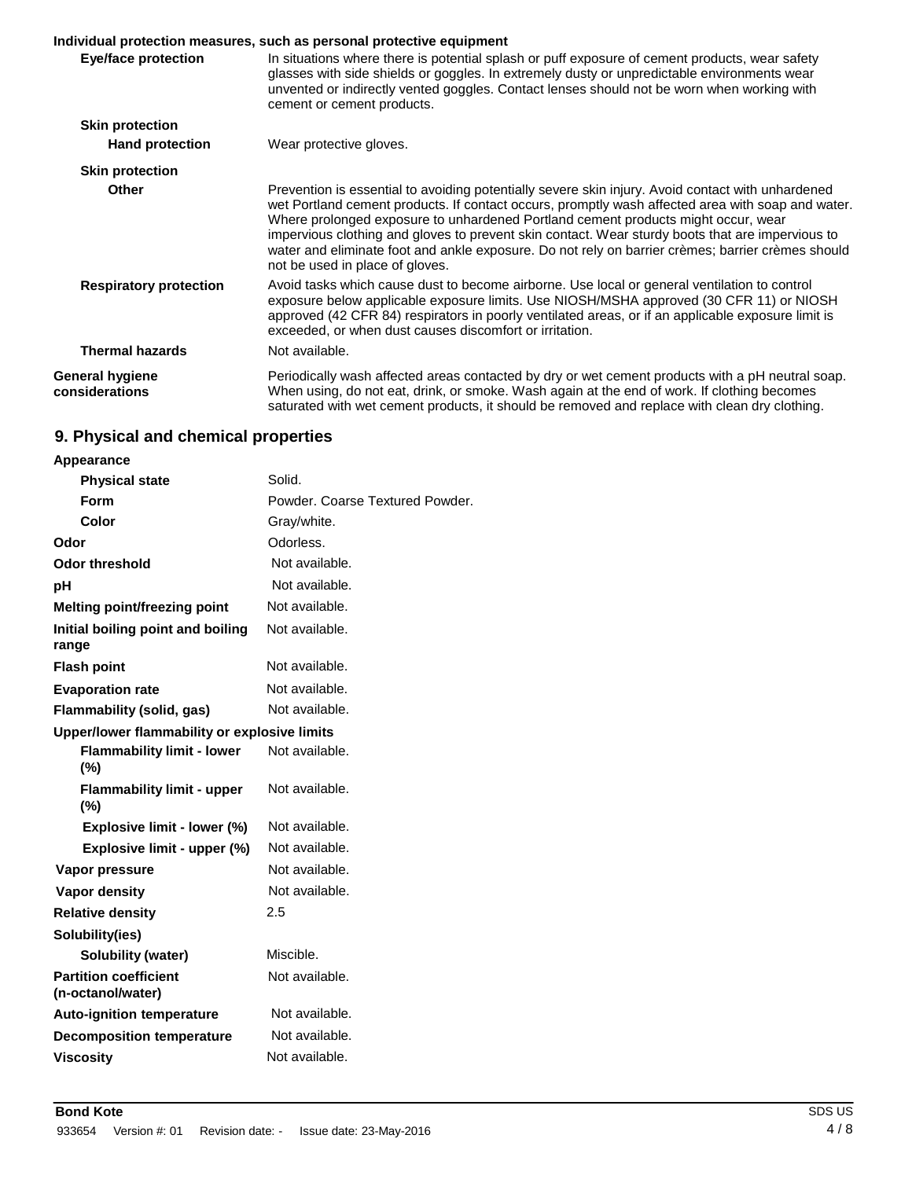**Individual protection measures, such as personal protective equipment**

| | |
|---|---|
| **Eye/face protection** | In situations where there is potential splash or puff exposure of cement products, wear safety glasses with side shields or goggles. In extremely dusty or unpredictable environments wear unvented or indirectly vented goggles. Contact lenses should not be worn when working with cement or cement products. |
| **Skin protection** | |
| **Hand protection** | Wear protective gloves. |
| **Skin protection** | |
| **Other** | Prevention is essential to avoiding potentially severe skin injury. Avoid contact with unhardened wet Portland cement products. If contact occurs, promptly wash affected area with soap and water. Where prolonged exposure to unhardened Portland cement products might occur, wear impervious clothing and gloves to prevent skin contact. Wear sturdy boots that are impervious to water and eliminate foot and ankle exposure. Do not rely on barrier crèmes; barrier crèmes should not be used in place of gloves. |
| **Respiratory protection** | Avoid tasks which cause dust to become airborne. Use local or general ventilation to control exposure below applicable exposure limits. Use NIOSH/MSHA approved (30 CFR 11) or NIOSH approved (42 CFR 84) respirators in poorly ventilated areas, or if an applicable exposure limit is exceeded, or when dust causes discomfort or irritation. |
| **Thermal hazards** | Not available. |
| **General hygiene considerations** | Periodically wash affected areas contacted by dry or wet cement products with a pH neutral soap. When using, do not eat, drink, or smoke. Wash again at the end of work. If clothing becomes saturated with wet cement products, it should be removed and replace with clean dry clothing. |

## 9. Physical and chemical properties

| | |
|---|---|
| **Appearance** | |
| **Physical state** | Solid. |
| **Form** | Powder. Coarse Textured Powder. |
| **Color** | Gray/white. |
| **Odor** | Odorless. |
| **Odor threshold** | Not available. |
| **pH** | Not available. |
| **Melting point/freezing point** | Not available. |
| **Initial boiling point and boiling range** | Not available. |
| **Flash point** | Not available. |
| **Evaporation rate** | Not available. |
| **Flammability (solid, gas)** | Not available. |
| **Upper/lower flammability or explosive limits** | |
| **Flammability limit - lower (%)** | Not available. |
| **Flammability limit - upper (%)** | Not available. |
| **Explosive limit - lower (%)** | Not available. |
| **Explosive limit - upper (%)** | Not available. |
| **Vapor pressure** | Not available. |
| **Vapor density** | Not available. |
| **Relative density** | 2.5 |
| **Solubility(ies)** | |
| **Solubility (water)** | Miscible. |
| **Partition coefficient (n-octanol/water)** | Not available. |
| **Auto-ignition temperature** | Not available. |
| **Decomposition temperature** | Not available. |
| **Viscosity** | Not available. |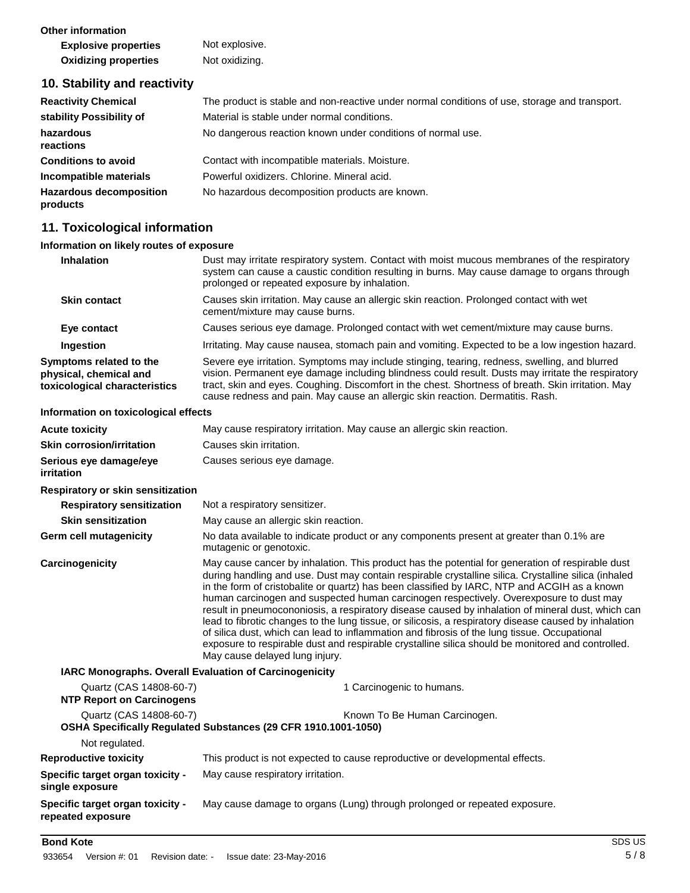**Other information**

| | |
|---|---|
| **Explosive properties** | Not explosive. |
| **Oxidizing properties** | Not oxidizing. |

## 10. Stability and reactivity

| | |
|---|---|
| **Reactivity Chemical** | The product is stable and non-reactive under normal conditions of use, storage and transport. |
| **stability Possibility of** | Material is stable under normal conditions. |
| **hazardous reactions** | No dangerous reaction known under conditions of normal use. |
| **Conditions to avoid** | Contact with incompatible materials. Moisture. |
| **Incompatible materials** | Powerful oxidizers. Chlorine. Mineral acid. |
| **Hazardous decomposition products** | No hazardous decomposition products are known. |

## 11. Toxicological information

**Information on likely routes of exposure**

| | |
|---|---|
| **Inhalation** | Dust may irritate respiratory system. Contact with moist mucous membranes of the respiratory system can cause a caustic condition resulting in burns. May cause damage to organs through prolonged or repeated exposure by inhalation. |
| **Skin contact** | Causes skin irritation. May cause an allergic skin reaction. Prolonged contact with wet cement/mixture may cause burns. |
| **Eye contact** | Causes serious eye damage. Prolonged contact with wet cement/mixture may cause burns. |
| **Ingestion** | Irritating. May cause nausea, stomach pain and vomiting. Expected to be a low ingestion hazard. |
| **Symptoms related to the physical, chemical and toxicological characteristics** | Severe eye irritation. Symptoms may include stinging, tearing, redness, swelling, and blurred vision. Permanent eye damage including blindness could result. Dusts may irritate the respiratory tract, skin and eyes. Coughing. Discomfort in the chest. Shortness of breath. Skin irritation. May cause redness and pain. May cause an allergic skin reaction. Dermatitis. Rash. |

**Information on toxicological effects**

| | |
|---|---|
| **Acute toxicity** | May cause respiratory irritation. May cause an allergic skin reaction. |
| **Skin corrosion/irritation** | Causes skin irritation. |
| **Serious eye damage/eye irritation** | Causes serious eye damage. |

**Respiratory or skin sensitization**

| | |
|---|---|
| **Respiratory sensitization** | Not a respiratory sensitizer. |
| **Skin sensitization** | May cause an allergic skin reaction. |
| **Germ cell mutagenicity** | No data available to indicate product or any components present at greater than 0.1% are mutagenic or genotoxic. |
| **Carcinogenicity** | May cause cancer by inhalation. This product has the potential for generation of respirable dust during handling and use. Dust may contain respirable crystalline silica. Crystalline silica (inhaled in the form of cristobalite or quartz) has been classified by IARC, NTP and ACGIH as a known human carcinogen and suspected human carcinogen respectively. Overexposure to dust may result in pneumocononiosis, a respiratory disease caused by inhalation of mineral dust, which can lead to fibrotic changes to the lung tissue, or silicosis, a respiratory disease caused by inhalation of silica dust, which can lead to inflammation and fibrosis of the lung tissue. Occupational exposure to respirable dust and respirable crystalline silica should be monitored and controlled. May cause delayed lung injury. |

**IARC Monographs. Overall Evaluation of Carcinogenicity**

| | |
|---|---|
| Quartz (CAS 14808-60-7) | 1 Carcinogenic to humans. |

**NTP Report on Carcinogens**

| | |
|---|---|
| Quartz (CAS 14808-60-7) | Known To Be Human Carcinogen. |

**OSHA Specifically Regulated Substances (29 CFR 1910.1001-1050)**

Not regulated.

| | |
|---|---|
| **Reproductive toxicity** | This product is not expected to cause reproductive or developmental effects. |
| **Specific target organ toxicity - single exposure** | May cause respiratory irritation. |
| **Specific target organ toxicity - repeated exposure** | May cause damage to organs (Lung) through prolonged or repeated exposure. |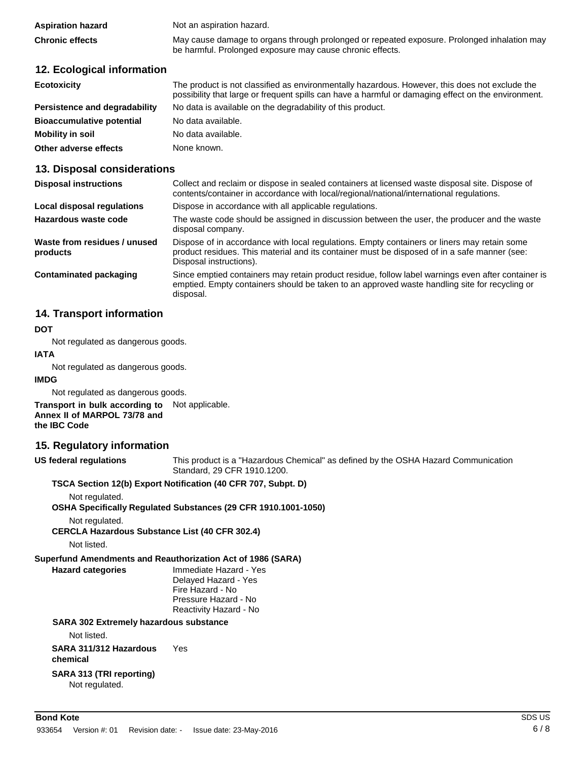| | |
|---|---|
| **Aspiration hazard** | Not an aspiration hazard. |
| **Chronic effects** | May cause damage to organs through prolonged or repeated exposure. Prolonged inhalation may be harmful. Prolonged exposure may cause chronic effects. |

## 12. Ecological information

| | |
|---|---|
| **Ecotoxicity** | The product is not classified as environmentally hazardous. However, this does not exclude the possibility that large or frequent spills can have a harmful or damaging effect on the environment. |
| **Persistence and degradability** | No data is available on the degradability of this product. |
| **Bioaccumulative potential** | No data available. |
| **Mobility in soil** | No data available. |
| **Other adverse effects** | None known. |

## 13. Disposal considerations

| | |
|---|---|
| **Disposal instructions** | Collect and reclaim or dispose in sealed containers at licensed waste disposal site. Dispose of contents/container in accordance with local/regional/national/international regulations. |
| **Local disposal regulations** | Dispose in accordance with all applicable regulations. |
| **Hazardous waste code** | The waste code should be assigned in discussion between the user, the producer and the waste disposal company. |
| **Waste from residues / unused products** | Dispose of in accordance with local regulations. Empty containers or liners may retain some product residues. This material and its container must be disposed of in a safe manner (see: Disposal instructions). |
| **Contaminated packaging** | Since emptied containers may retain product residue, follow label warnings even after container is emptied. Empty containers should be taken to an approved waste handling site for recycling or disposal. |

## 14. Transport information

**DOT**

Not regulated as dangerous goods.

**IATA**

Not regulated as dangerous goods.

**IMDG**

Not regulated as dangerous goods.

**Transport in bulk according to Annex II of MARPOL 73/78 and the IBC Code** Not applicable.

## 15. Regulatory information

**US federal regulations** This product is a "Hazardous Chemical" as defined by the OSHA Hazard Communication Standard, 29 CFR 1910.1200.

**TSCA Section 12(b) Export Notification (40 CFR 707, Subpt. D)**

Not regulated.

**OSHA Specifically Regulated Substances (29 CFR 1910.1001-1050)**

Not regulated.

**CERCLA Hazardous Substance List (40 CFR 302.4)**

Not listed.

**Superfund Amendments and Reauthorization Act of 1986 (SARA)**

**Hazard categories**
Immediate Hazard - Yes
Delayed Hazard - Yes
Fire Hazard - No
Pressure Hazard - No
Reactivity Hazard - No

**SARA 302 Extremely hazardous substance**

Not listed.

**SARA 311/312 Hazardous chemical** Yes

**SARA 313 (TRI reporting)**

Not regulated.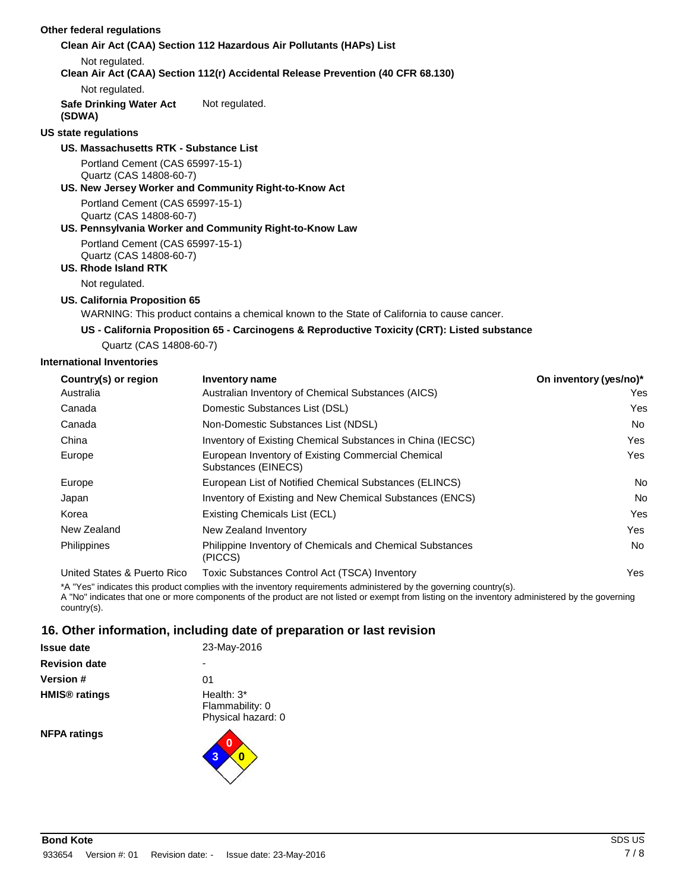**Other federal regulations**

**Clean Air Act (CAA) Section 112 Hazardous Air Pollutants (HAPs) List**

Not regulated.

**Clean Air Act (CAA) Section 112(r) Accidental Release Prevention (40 CFR 68.130)**

Not regulated.

**Safe Drinking Water Act (SDWA)** Not regulated.

**US state regulations**

**US. Massachusetts RTK - Substance List**

Portland Cement (CAS 65997-15-1)
Quartz (CAS 14808-60-7)

**US. New Jersey Worker and Community Right-to-Know Act**

Portland Cement (CAS 65997-15-1)
Quartz (CAS 14808-60-7)

**US. Pennsylvania Worker and Community Right-to-Know Law**

Portland Cement (CAS 65997-15-1)
Quartz (CAS 14808-60-7)

**US. Rhode Island RTK**

Not regulated.

**US. California Proposition 65**

WARNING: This product contains a chemical known to the State of California to cause cancer.

**US - California Proposition 65 - Carcinogens & Reproductive Toxicity (CRT): Listed substance**

Quartz (CAS 14808-60-7)

**International Inventories**

| Country(s) or region | Inventory name | On inventory (yes/no)* |
|---|---|---|
| Australia | Australian Inventory of Chemical Substances (AICS) | Yes |
| Canada | Domestic Substances List (DSL) | Yes |
| Canada | Non-Domestic Substances List (NDSL) | No |
| China | Inventory of Existing Chemical Substances in China (IECSC) | Yes |
| Europe | European Inventory of Existing Commercial Chemical Substances (EINECS) | Yes |
| Europe | European List of Notified Chemical Substances (ELINCS) | No |
| Japan | Inventory of Existing and New Chemical Substances (ENCS) | No |
| Korea | Existing Chemicals List (ECL) | Yes |
| New Zealand | New Zealand Inventory | Yes |
| Philippines | Philippine Inventory of Chemicals and Chemical Substances (PICCS) | No |
| United States & Puerto Rico | Toxic Substances Control Act (TSCA) Inventory | Yes |

*A "Yes" indicates this product complies with the inventory requirements administered by the governing country(s).
A "No" indicates that one or more components of the product are not listed or exempt from listing on the inventory administered by the governing country(s).

## 16. Other information, including date of preparation or last revision

**Issue date** 23-May-2016

**Revision date** -

**Version #** 01

**HMIS® ratings** Health: 3*
Flammability: 0
Physical hazard: 0

**NFPA ratings** Health: 3, Flammability: 0, Instability: 0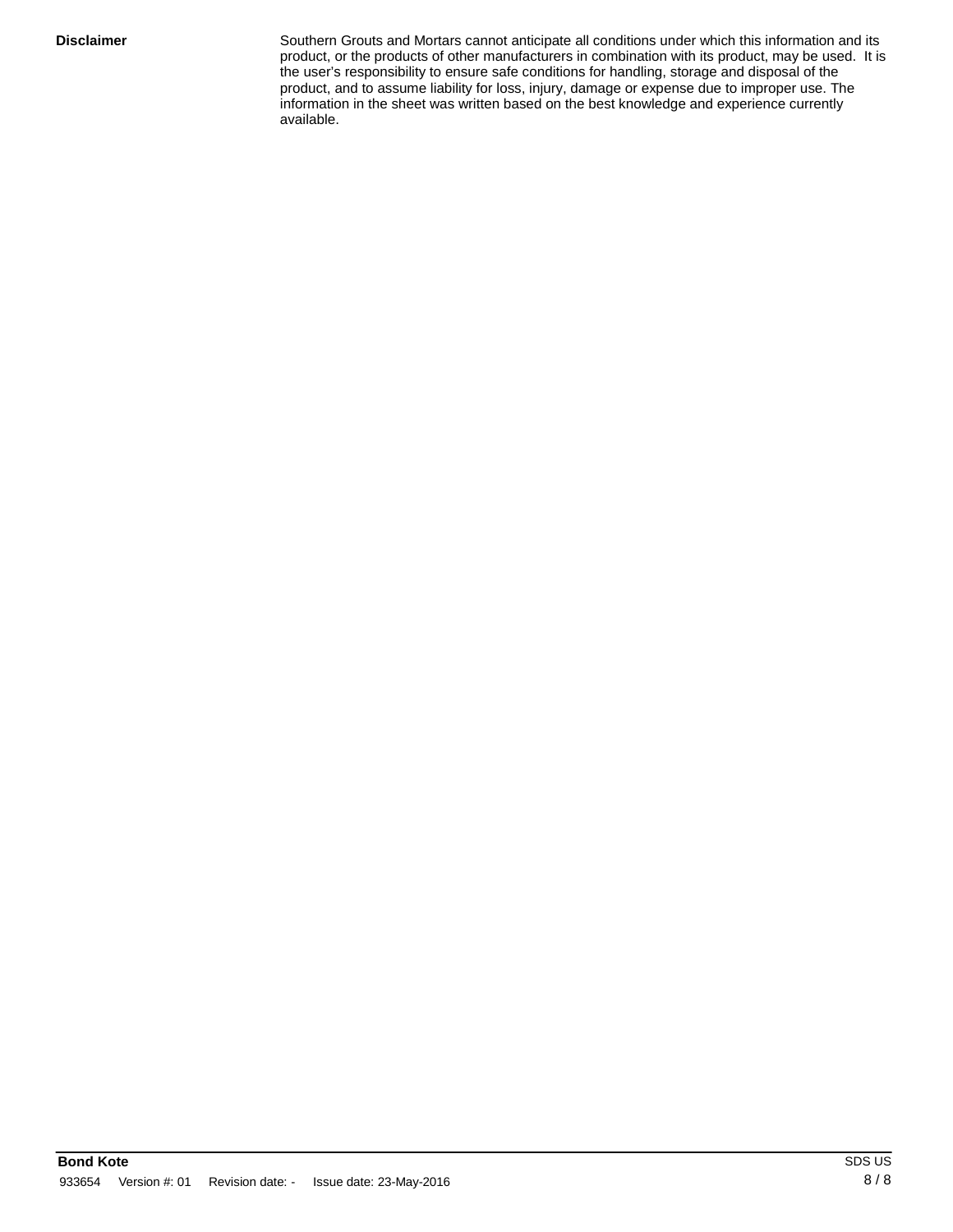**Disclaimer**

Southern Grouts and Mortars cannot anticipate all conditions under which this information and its product, or the products of other manufacturers in combination with its product, may be used. It is the user's responsibility to ensure safe conditions for handling, storage and disposal of the product, and to assume liability for loss, injury, damage or expense due to improper use. The information in the sheet was written based on the best knowledge and experience currently available.